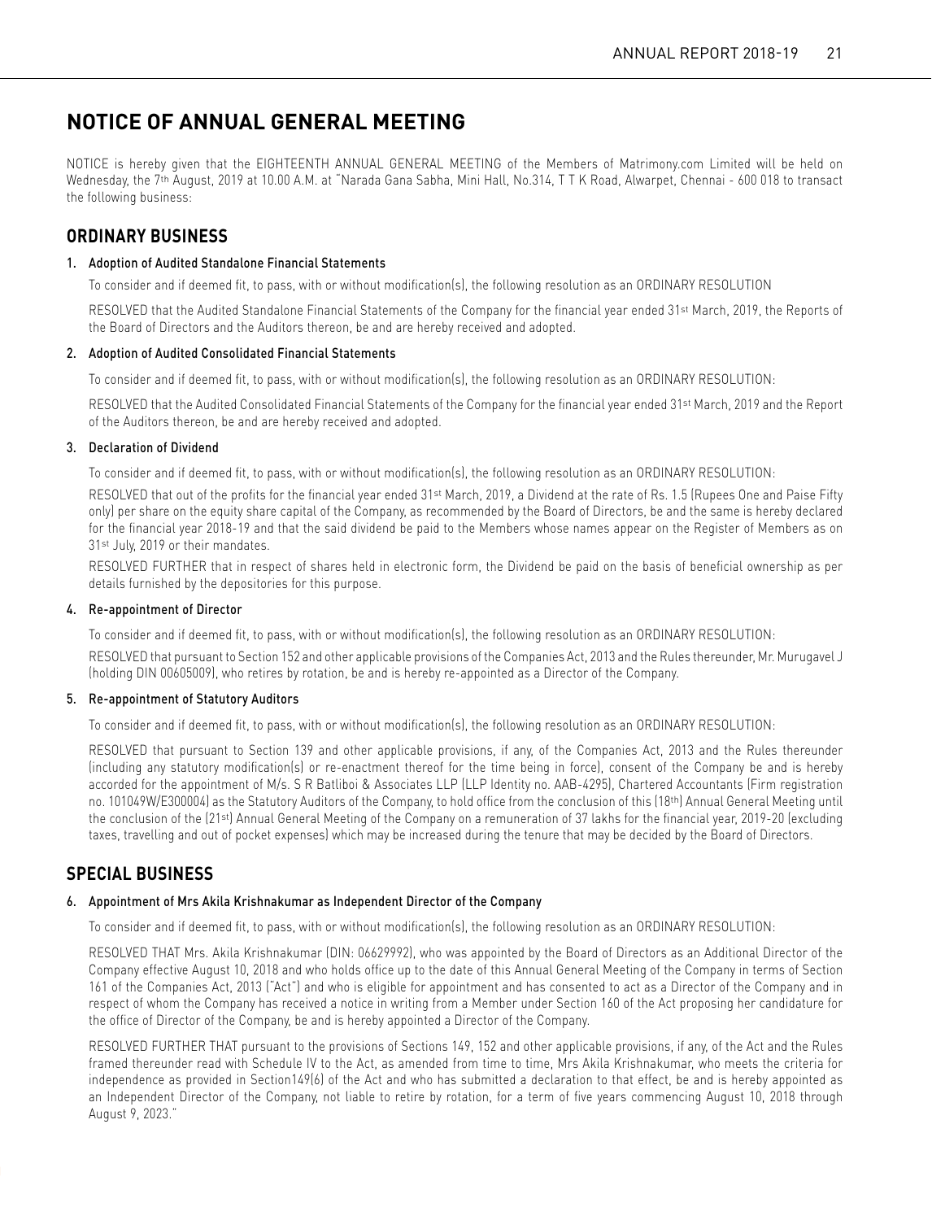# NOTICE OF ANNUAL GENERAL MEETING

NOTICE is hereby given that the EIGHTEENTH ANNUAL GENERAL MEETING of the Members of Matrimony.com Limited will be held on Wednesday, the 7th August, 2019 at 10.00 A.M. at "Narada Gana Sabha, Mini Hall, No.314, T T K Road, Alwarpet, Chennai - 600 018 to transact the following business:

## ORDINARY BUSINESS

### 1. Adoption of Audited Standalone Financial Statements

To consider and if deemed fit, to pass, with or without modification(s), the following resolution as an ORDINARY RESOLUTION

RESOLVED that the Audited Standalone Financial Statements of the Company for the financial year ended 31st March, 2019, the Reports of the Board of Directors and the Auditors thereon, be and are hereby received and adopted.

### 2. Adoption of Audited Consolidated Financial Statements

To consider and if deemed fit, to pass, with or without modification(s), the following resolution as an ORDINARY RESOLUTION:

RESOLVED that the Audited Consolidated Financial Statements of the Company for the financial year ended 31st March, 2019 and the Report of the Auditors thereon, be and are hereby received and adopted.

### 3. Declaration of Dividend

To consider and if deemed fit, to pass, with or without modification(s), the following resolution as an ORDINARY RESOLUTION:

RESOLVED that out of the profits for the financial year ended 31st March, 2019, a Dividend at the rate of Rs. 1.5 (Rupees One and Paise Fifty only) per share on the equity share capital of the Company, as recommended by the Board of Directors, be and the same is hereby declared for the financial year 2018-19 and that the said dividend be paid to the Members whose names appear on the Register of Members as on 31st July, 2019 or their mandates.

RESOLVED FURTHER that in respect of shares held in electronic form, the Dividend be paid on the basis of beneficial ownership as per details furnished by the depositories for this purpose.

### 4. Re-appointment of Director

To consider and if deemed fit, to pass, with or without modification(s), the following resolution as an ORDINARY RESOLUTION:

RESOLVED that pursuant to Section 152 and other applicable provisions of the Companies Act, 2013 and the Rules thereunder, Mr. Murugavel J (holding DIN 00605009), who retires by rotation, be and is hereby re-appointed as a Director of the Company.

### 5. Re-appointment of Statutory Auditors

To consider and if deemed fit, to pass, with or without modification(s), the following resolution as an ORDINARY RESOLUTION:

RESOLVED that pursuant to Section 139 and other applicable provisions, if any, of the Companies Act, 2013 and the Rules thereunder (including any statutory modification(s) or re-enactment thereof for the time being in force), consent of the Company be and is hereby accorded for the appointment of M/s. S R Batliboi & Associates LLP (LLP Identity no. AAB-4295), Chartered Accountants (Firm registration no. 101049W/E300004) as the Statutory Auditors of the Company, to hold office from the conclusion of this (18th) Annual General Meeting until the conclusion of the (21st) Annual General Meeting of the Company on a remuneration of 37 lakhs for the financial year, 2019-20 (excluding taxes, travelling and out of pocket expenses) which may be increased during the tenure that may be decided by the Board of Directors.

## SPECIAL BUSINESS

### 6. Appointment of Mrs Akila Krishnakumar as Independent Director of the Company

To consider and if deemed fit, to pass, with or without modification(s), the following resolution as an ORDINARY RESOLUTION:

RESOLVED THAT Mrs. Akila Krishnakumar (DIN: 06629992), who was appointed by the Board of Directors as an Additional Director of the Company effective August 10, 2018 and who holds office up to the date of this Annual General Meeting of the Company in terms of Section 161 of the Companies Act, 2013 ("Act") and who is eligible for appointment and has consented to act as a Director of the Company and in respect of whom the Company has received a notice in writing from a Member under Section 160 of the Act proposing her candidature for the office of Director of the Company, be and is hereby appointed a Director of the Company.

RESOLVED FURTHER THAT pursuant to the provisions of Sections 149, 152 and other applicable provisions, if any, of the Act and the Rules framed thereunder read with Schedule IV to the Act, as amended from time to time, Mrs Akila Krishnakumar, who meets the criteria for independence as provided in Section149(6) of the Act and who has submitted a declaration to that effect, be and is hereby appointed as an Independent Director of the Company, not liable to retire by rotation, for a term of five years commencing August 10, 2018 through August 9, 2023."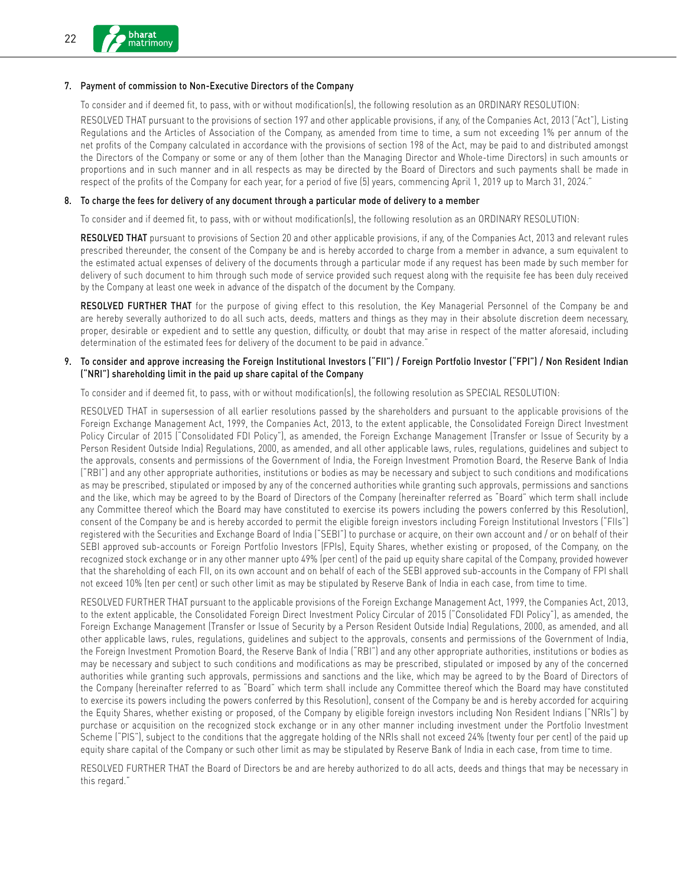7. **Payment of commission to Non-Executive Directors of the Company**

   To consider and if deemed fit, to pass, with or without modification(s), the following resolution as an ORDINARY RESOLUTION:

   RESOLVED THAT pursuant to the provisions of section 197 and other applicable provisions, if any, of the Companies Act, 2013 ("Act"), Listing Regulations and the Articles of Association of the Company, as amended from time to time, a sum not exceeding 1% per annum of the net profits of the Company calculated in accordance with the provisions of section 198 of the Act, may be paid to and distributed amongst the Directors of the Company or some or any of them (other than the Managing Director and Whole-time Directors) in such amounts or proportions and in such manner and in all respects as may be directed by the Board of Directors and such payments shall be made in respect of the profits of the Company for each year, for a period of five (5) years, commencing April 1, 2019 up to March 31, 2024."

8. **To charge the fees for delivery of any document through a particular mode of delivery to a member**

   To consider and if deemed fit, to pass, with or without modification(s), the following resolution as an ORDINARY RESOLUTION:

   **RESOLVED THAT** pursuant to provisions of Section 20 and other applicable provisions, if any, of the Companies Act, 2013 and relevant rules prescribed thereunder, the consent of the Company be and is hereby accorded to charge from a member in advance, a sum equivalent to the estimated actual expenses of delivery of the documents through a particular mode if any request has been made by such member for delivery of such document to him through such mode of service provided such request along with the requisite fee has been duly received by the Company at least one week in advance of the dispatch of the document by the Company.

   **RESOLVED FURTHER THAT** for the purpose of giving effect to this resolution, the Key Managerial Personnel of the Company be and are hereby severally authorized to do all such acts, deeds, matters and things as they may in their absolute discretion deem necessary, proper, desirable or expedient and to settle any question, difficulty, or doubt that may arise in respect of the matter aforesaid, including determination of the estimated fees for delivery of the document to be paid in advance."

9. **To consider and approve increasing the Foreign Institutional Investors ("FII") / Foreign Portfolio Investor ("FPI") / Non Resident Indian ("NRI") shareholding limit in the paid up share capital of the Company**

   To consider and if deemed fit, to pass, with or without modification(s), the following resolution as SPECIAL RESOLUTION:

   RESOLVED THAT in supersession of all earlier resolutions passed by the shareholders and pursuant to the applicable provisions of the Foreign Exchange Management Act, 1999, the Companies Act, 2013, to the extent applicable, the Consolidated Foreign Direct Investment Policy Circular of 2015 ("Consolidated FDI Policy"), as amended, the Foreign Exchange Management (Transfer or Issue of Security by a Person Resident Outside India) Regulations, 2000, as amended, and all other applicable laws, rules, regulations, guidelines and subject to the approvals, consents and permissions of the Government of India, the Foreign Investment Promotion Board, the Reserve Bank of India ("RBI") and any other appropriate authorities, institutions or bodies as may be necessary and subject to such conditions and modifications as may be prescribed, stipulated or imposed by any of the concerned authorities while granting such approvals, permissions and sanctions and the like, which may be agreed to by the Board of Directors of the Company (hereinafter referred as "Board" which term shall include any Committee thereof which the Board may have constituted to exercise its powers including the powers conferred by this Resolution), consent of the Company be and is hereby accorded to permit the eligible foreign investors including Foreign Institutional Investors ("FIIs") registered with the Securities and Exchange Board of India ("SEBI") to purchase or acquire, on their own account and / or on behalf of their SEBI approved sub-accounts or Foreign Portfolio Investors (FPIs), Equity Shares, whether existing or proposed, of the Company, on the recognized stock exchange or in any other manner upto 49% (per cent) of the paid up equity share capital of the Company, provided however that the shareholding of each FII, on its own account and on behalf of each of the SEBI approved sub-accounts in the Company of FPI shall not exceed 10% (ten per cent) or such other limit as may be stipulated by Reserve Bank of India in each case, from time to time.

   RESOLVED FURTHER THAT pursuant to the applicable provisions of the Foreign Exchange Management Act, 1999, the Companies Act, 2013, to the extent applicable, the Consolidated Foreign Direct Investment Policy Circular of 2015 ("Consolidated FDI Policy"), as amended, the Foreign Exchange Management (Transfer or Issue of Security by a Person Resident Outside India) Regulations, 2000, as amended, and all other applicable laws, rules, regulations, guidelines and subject to the approvals, consents and permissions of the Government of India, the Foreign Investment Promotion Board, the Reserve Bank of India ("RBI") and any other appropriate authorities, institutions or bodies as may be necessary and subject to such conditions and modifications as may be prescribed, stipulated or imposed by any of the concerned authorities while granting such approvals, permissions and sanctions and the like, which may be agreed to by the Board of Directors of the Company (hereinafter referred to as "Board" which term shall include any Committee thereof which the Board may have constituted to exercise its powers including the powers conferred by this Resolution), consent of the Company be and is hereby accorded for acquiring the Equity Shares, whether existing or proposed, of the Company by eligible foreign investors including Non Resident Indians ("NRIs") by purchase or acquisition on the recognized stock exchange or in any other manner including investment under the Portfolio Investment Scheme ("PIS"), subject to the conditions that the aggregate holding of the NRIs shall not exceed 24% (twenty four per cent) of the paid up equity share capital of the Company or such other limit as may be stipulated by Reserve Bank of India in each case, from time to time.

   RESOLVED FURTHER THAT the Board of Directors be and are hereby authorized to do all acts, deeds and things that may be necessary in this regard."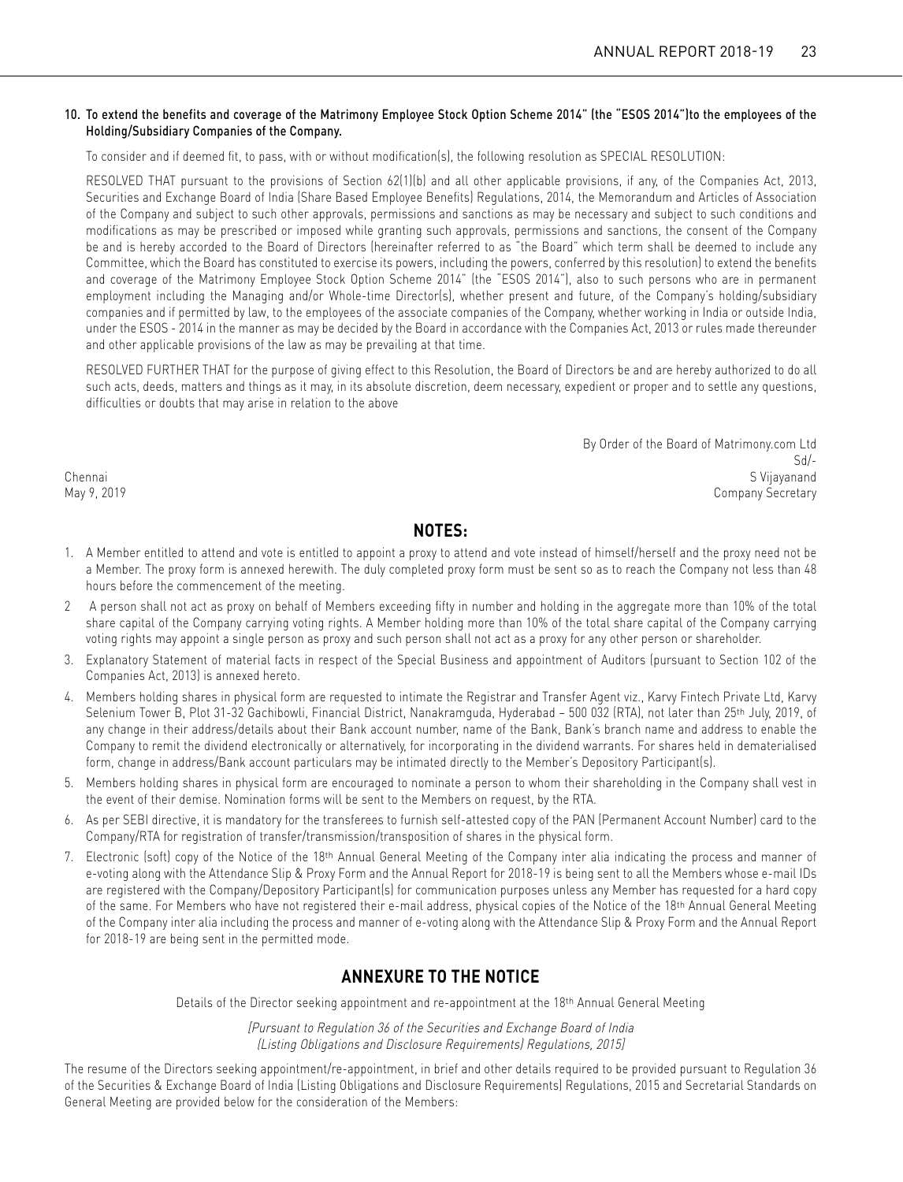**10. To extend the benefits and coverage of the Matrimony Employee Stock Option Scheme 2014" (the "ESOS 2014")to the employees of the Holding/Subsidiary Companies of the Company.**

To consider and if deemed fit, to pass, with or without modification(s), the following resolution as SPECIAL RESOLUTION:

RESOLVED THAT pursuant to the provisions of Section 62(1)(b) and all other applicable provisions, if any, of the Companies Act, 2013, Securities and Exchange Board of India (Share Based Employee Benefits) Regulations, 2014, the Memorandum and Articles of Association of the Company and subject to such other approvals, permissions and sanctions as may be necessary and subject to such conditions and modifications as may be prescribed or imposed while granting such approvals, permissions and sanctions, the consent of the Company be and is hereby accorded to the Board of Directors (hereinafter referred to as "the Board" which term shall be deemed to include any Committee, which the Board has constituted to exercise its powers, including the powers, conferred by this resolution) to extend the benefits and coverage of the Matrimony Employee Stock Option Scheme 2014" (the "ESOS 2014"), also to such persons who are in permanent employment including the Managing and/or Whole-time Director(s), whether present and future, of the Company's holding/subsidiary companies and if permitted by law, to the employees of the associate companies of the Company, whether working in India or outside India, under the ESOS - 2014 in the manner as may be decided by the Board in accordance with the Companies Act, 2013 or rules made thereunder and other applicable provisions of the law as may be prevailing at that time.

RESOLVED FURTHER THAT for the purpose of giving effect to this Resolution, the Board of Directors be and are hereby authorized to do all such acts, deeds, matters and things as it may, in its absolute discretion, deem necessary, expedient or proper and to settle any questions, difficulties or doubts that may arise in relation to the above

By Order of the Board of Matrimony.com Ltd
Sd/-
S Vijayanand
Company Secretary

Chennai
May 9, 2019

## NOTES:

1. A Member entitled to attend and vote is entitled to appoint a proxy to attend and vote instead of himself/herself and the proxy need not be a Member. The proxy form is annexed herewith. The duly completed proxy form must be sent so as to reach the Company not less than 48 hours before the commencement of the meeting.
2. A person shall not act as proxy on behalf of Members exceeding fifty in number and holding in the aggregate more than 10% of the total share capital of the Company carrying voting rights. A Member holding more than 10% of the total share capital of the Company carrying voting rights may appoint a single person as proxy and such person shall not act as a proxy for any other person or shareholder.
3. Explanatory Statement of material facts in respect of the Special Business and appointment of Auditors (pursuant to Section 102 of the Companies Act, 2013) is annexed hereto.
4. Members holding shares in physical form are requested to intimate the Registrar and Transfer Agent viz., Karvy Fintech Private Ltd, Karvy Selenium Tower B, Plot 31-32 Gachibowli, Financial District, Nanakramguda, Hyderabad – 500 032 (RTA), not later than 25th July, 2019, of any change in their address/details about their Bank account number, name of the Bank, Bank's branch name and address to enable the Company to remit the dividend electronically or alternatively, for incorporating in the dividend warrants. For shares held in dematerialised form, change in address/Bank account particulars may be intimated directly to the Member's Depository Participant(s).
5. Members holding shares in physical form are encouraged to nominate a person to whom their shareholding in the Company shall vest in the event of their demise. Nomination forms will be sent to the Members on request, by the RTA.
6. As per SEBI directive, it is mandatory for the transferees to furnish self-attested copy of the PAN (Permanent Account Number) card to the Company/RTA for registration of transfer/transmission/transposition of shares in the physical form.
7. Electronic (soft) copy of the Notice of the 18th Annual General Meeting of the Company inter alia indicating the process and manner of e-voting along with the Attendance Slip & Proxy Form and the Annual Report for 2018-19 is being sent to all the Members whose e-mail IDs are registered with the Company/Depository Participant(s) for communication purposes unless any Member has requested for a hard copy of the same. For Members who have not registered their e-mail address, physical copies of the Notice of the 18th Annual General Meeting of the Company inter alia including the process and manner of e-voting along with the Attendance Slip & Proxy Form and the Annual Report for 2018-19 are being sent in the permitted mode.

## ANNEXURE TO THE NOTICE

Details of the Director seeking appointment and re-appointment at the 18th Annual General Meeting

*(Pursuant to Regulation 36 of the Securities and Exchange Board of India (Listing Obligations and Disclosure Requirements) Regulations, 2015)*

The resume of the Directors seeking appointment/re-appointment, in brief and other details required to be provided pursuant to Regulation 36 of the Securities & Exchange Board of India (Listing Obligations and Disclosure Requirements) Regulations, 2015 and Secretarial Standards on General Meeting are provided below for the consideration of the Members: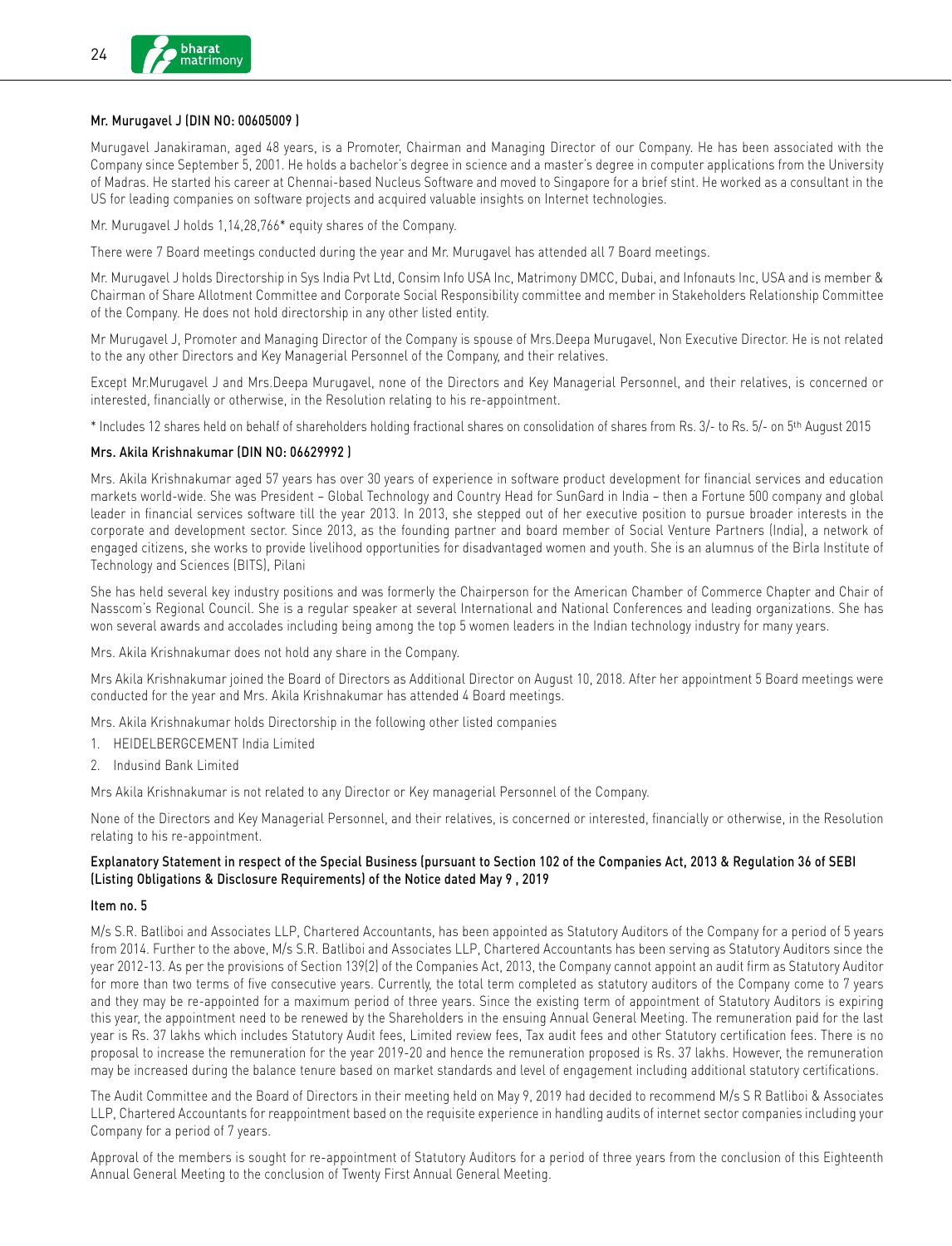### Mr. Murugavel J (DIN NO: 00605009 )

Murugavel Janakiraman, aged 48 years, is a Promoter, Chairman and Managing Director of our Company. He has been associated with the Company since September 5, 2001. He holds a bachelor's degree in science and a master's degree in computer applications from the University of Madras. He started his career at Chennai-based Nucleus Software and moved to Singapore for a brief stint. He worked as a consultant in the US for leading companies on software projects and acquired valuable insights on Internet technologies.

Mr. Murugavel J holds 1,14,28,766* equity shares of the Company.

There were 7 Board meetings conducted during the year and Mr. Murugavel has attended all 7 Board meetings.

Mr. Murugavel J holds Directorship in Sys India Pvt Ltd, Consim Info USA Inc, Matrimony DMCC, Dubai, and Infonauts Inc, USA and is member & Chairman of Share Allotment Committee and Corporate Social Responsibility committee and member in Stakeholders Relationship Committee of the Company. He does not hold directorship in any other listed entity.

Mr Murugavel J, Promoter and Managing Director of the Company is spouse of Mrs.Deepa Murugavel, Non Executive Director. He is not related to the any other Directors and Key Managerial Personnel of the Company, and their relatives.

Except Mr.Murugavel J and Mrs.Deepa Murugavel, none of the Directors and Key Managerial Personnel, and their relatives, is concerned or interested, financially or otherwise, in the Resolution relating to his re-appointment.

\* Includes 12 shares held on behalf of shareholders holding fractional shares on consolidation of shares from Rs. 3/- to Rs. 5/- on 5th August 2015

### Mrs. Akila Krishnakumar (DIN NO: 06629992 )

Mrs. Akila Krishnakumar aged 57 years has over 30 years of experience in software product development for financial services and education markets world-wide. She was President – Global Technology and Country Head for SunGard in India – then a Fortune 500 company and global leader in financial services software till the year 2013. In 2013, she stepped out of her executive position to pursue broader interests in the corporate and development sector. Since 2013, as the founding partner and board member of Social Venture Partners (India), a network of engaged citizens, she works to provide livelihood opportunities for disadvantaged women and youth. She is an alumnus of the Birla Institute of Technology and Sciences (BITS), Pilani

She has held several key industry positions and was formerly the Chairperson for the American Chamber of Commerce Chapter and Chair of Nasscom's Regional Council. She is a regular speaker at several International and National Conferences and leading organizations. She has won several awards and accolades including being among the top 5 women leaders in the Indian technology industry for many years.

Mrs. Akila Krishnakumar does not hold any share in the Company.

Mrs Akila Krishnakumar joined the Board of Directors as Additional Director on August 10, 2018. After her appointment 5 Board meetings were conducted for the year and Mrs. Akila Krishnakumar has attended 4 Board meetings.

Mrs. Akila Krishnakumar holds Directorship in the following other listed companies

1. HEIDELBERGCEMENT India Limited
2. Indusind Bank Limited

Mrs Akila Krishnakumar is not related to any Director or Key managerial Personnel of the Company.

None of the Directors and Key Managerial Personnel, and their relatives, is concerned or interested, financially or otherwise, in the Resolution relating to his re-appointment.

### Explanatory Statement in respect of the Special Business (pursuant to Section 102 of the Companies Act, 2013 & Regulation 36 of SEBI (Listing Obligations & Disclosure Requirements) of the Notice dated May 9 , 2019

#### Item no. 5

M/s S.R. Batliboi and Associates LLP, Chartered Accountants, has been appointed as Statutory Auditors of the Company for a period of 5 years from 2014. Further to the above, M/s S.R. Batliboi and Associates LLP, Chartered Accountants has been serving as Statutory Auditors since the year 2012-13. As per the provisions of Section 139(2) of the Companies Act, 2013, the Company cannot appoint an audit firm as Statutory Auditor for more than two terms of five consecutive years. Currently, the total term completed as statutory auditors of the Company come to 7 years and they may be re-appointed for a maximum period of three years. Since the existing term of appointment of Statutory Auditors is expiring this year, the appointment need to be renewed by the Shareholders in the ensuing Annual General Meeting. The remuneration paid for the last year is Rs. 37 lakhs which includes Statutory Audit fees, Limited review fees, Tax audit fees and other Statutory certification fees. There is no proposal to increase the remuneration for the year 2019-20 and hence the remuneration proposed is Rs. 37 lakhs. However, the remuneration may be increased during the balance tenure based on market standards and level of engagement including additional statutory certifications.

The Audit Committee and the Board of Directors in their meeting held on May 9, 2019 had decided to recommend M/s S R Batliboi & Associates LLP, Chartered Accountants for reappointment based on the requisite experience in handling audits of internet sector companies including your Company for a period of 7 years.

Approval of the members is sought for re-appointment of Statutory Auditors for a period of three years from the conclusion of this Eighteenth Annual General Meeting to the conclusion of Twenty First Annual General Meeting.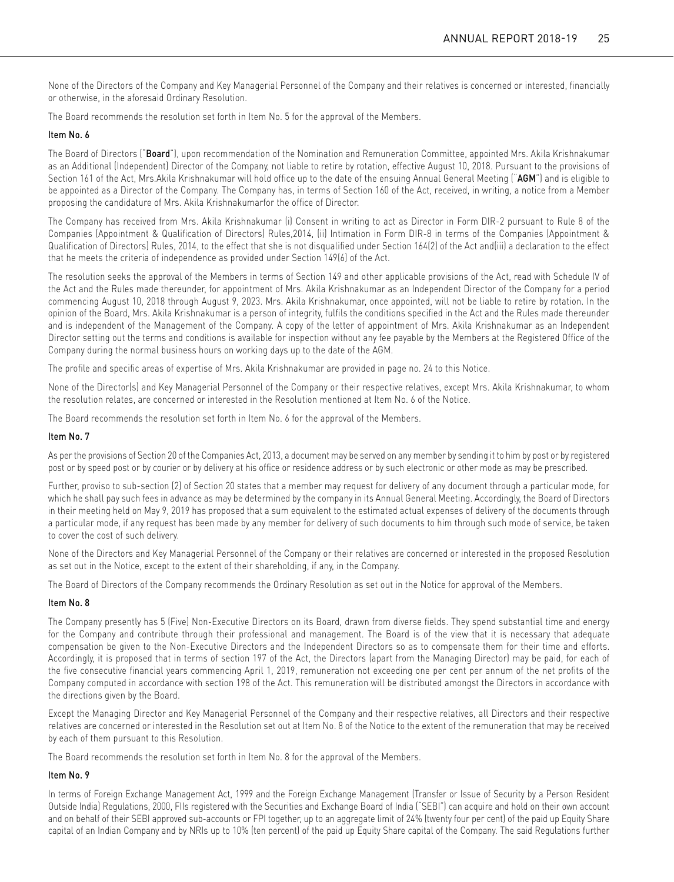None of the Directors of the Company and Key Managerial Personnel of the Company and their relatives is concerned or interested, financially or otherwise, in the aforesaid Ordinary Resolution.

The Board recommends the resolution set forth in Item No. 5 for the approval of the Members.

**Item No. 6**

The Board of Directors ("**Board**"), upon recommendation of the Nomination and Remuneration Committee, appointed Mrs. Akila Krishnakumar as an Additional (Independent) Director of the Company, not liable to retire by rotation, effective August 10, 2018. Pursuant to the provisions of Section 161 of the Act, Mrs.Akila Krishnakumar will hold office up to the date of the ensuing Annual General Meeting ("**AGM**") and is eligible to be appointed as a Director of the Company. The Company has, in terms of Section 160 of the Act, received, in writing, a notice from a Member proposing the candidature of Mrs. Akila Krishnakumarfor the office of Director.

The Company has received from Mrs. Akila Krishnakumar (i) Consent in writing to act as Director in Form DIR-2 pursuant to Rule 8 of the Companies (Appointment & Qualification of Directors) Rules,2014, (ii) Intimation in Form DIR-8 in terms of the Companies (Appointment & Qualification of Directors) Rules, 2014, to the effect that she is not disqualified under Section 164(2) of the Act and(iii) a declaration to the effect that he meets the criteria of independence as provided under Section 149(6) of the Act.

The resolution seeks the approval of the Members in terms of Section 149 and other applicable provisions of the Act, read with Schedule IV of the Act and the Rules made thereunder, for appointment of Mrs. Akila Krishnakumar as an Independent Director of the Company for a period commencing August 10, 2018 through August 9, 2023. Mrs. Akila Krishnakumar, once appointed, will not be liable to retire by rotation. In the opinion of the Board, Mrs. Akila Krishnakumar is a person of integrity, fulfils the conditions specified in the Act and the Rules made thereunder and is independent of the Management of the Company. A copy of the letter of appointment of Mrs. Akila Krishnakumar as an Independent Director setting out the terms and conditions is available for inspection without any fee payable by the Members at the Registered Office of the Company during the normal business hours on working days up to the date of the AGM.

The profile and specific areas of expertise of Mrs. Akila Krishnakumar are provided in page no. 24 to this Notice.

None of the Director(s) and Key Managerial Personnel of the Company or their respective relatives, except Mrs. Akila Krishnakumar, to whom the resolution relates, are concerned or interested in the Resolution mentioned at Item No. 6 of the Notice.

The Board recommends the resolution set forth in Item No. 6 for the approval of the Members.

**Item No. 7**

As per the provisions of Section 20 of the Companies Act, 2013, a document may be served on any member by sending it to him by post or by registered post or by speed post or by courier or by delivery at his office or residence address or by such electronic or other mode as may be prescribed.

Further, proviso to sub-section (2) of Section 20 states that a member may request for delivery of any document through a particular mode, for which he shall pay such fees in advance as may be determined by the company in its Annual General Meeting. Accordingly, the Board of Directors in their meeting held on May 9, 2019 has proposed that a sum equivalent to the estimated actual expenses of delivery of the documents through a particular mode, if any request has been made by any member for delivery of such documents to him through such mode of service, be taken to cover the cost of such delivery.

None of the Directors and Key Managerial Personnel of the Company or their relatives are concerned or interested in the proposed Resolution as set out in the Notice, except to the extent of their shareholding, if any, in the Company.

The Board of Directors of the Company recommends the Ordinary Resolution as set out in the Notice for approval of the Members.

**Item No. 8**

The Company presently has 5 (Five) Non-Executive Directors on its Board, drawn from diverse fields. They spend substantial time and energy for the Company and contribute through their professional and management. The Board is of the view that it is necessary that adequate compensation be given to the Non-Executive Directors and the Independent Directors so as to compensate them for their time and efforts. Accordingly, it is proposed that in terms of section 197 of the Act, the Directors (apart from the Managing Director) may be paid, for each of the five consecutive financial years commencing April 1, 2019, remuneration not exceeding one per cent per annum of the net profits of the Company computed in accordance with section 198 of the Act. This remuneration will be distributed amongst the Directors in accordance with the directions given by the Board.

Except the Managing Director and Key Managerial Personnel of the Company and their respective relatives, all Directors and their respective relatives are concerned or interested in the Resolution set out at Item No. 8 of the Notice to the extent of the remuneration that may be received by each of them pursuant to this Resolution.

The Board recommends the resolution set forth in Item No. 8 for the approval of the Members.

**Item No. 9**

In terms of Foreign Exchange Management Act, 1999 and the Foreign Exchange Management (Transfer or Issue of Security by a Person Resident Outside India) Regulations, 2000, FIIs registered with the Securities and Exchange Board of India ("SEBI") can acquire and hold on their own account and on behalf of their SEBI approved sub-accounts or FPI together, up to an aggregate limit of 24% (twenty four per cent) of the paid up Equity Share capital of an Indian Company and by NRIs up to 10% (ten percent) of the paid up Equity Share capital of the Company. The said Regulations further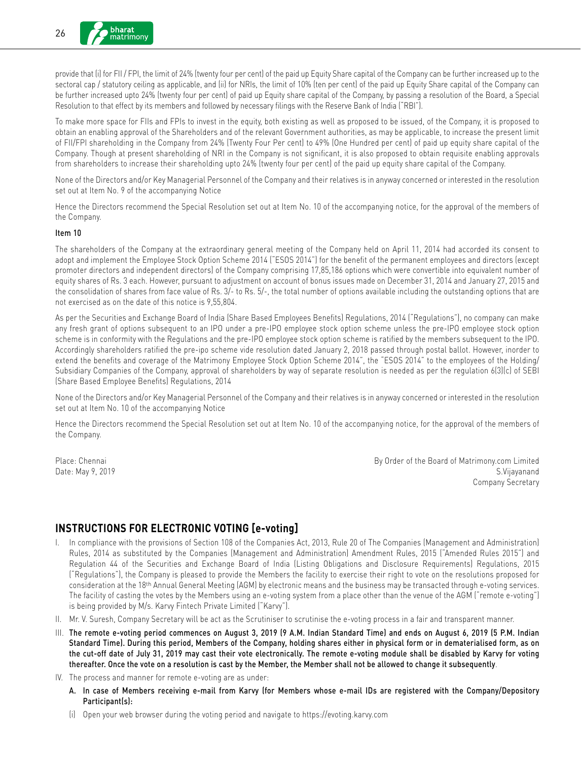provide that (i) for FII / FPI, the limit of 24% (twenty four per cent) of the paid up Equity Share capital of the Company can be further increased up to the sectoral cap / statutory ceiling as applicable, and (ii) for NRIs, the limit of 10% (ten per cent) of the paid up Equity Share capital of the Company can be further increased upto 24% (twenty four per cent) of paid up Equity share capital of the Company, by passing a resolution of the Board, a Special Resolution to that effect by its members and followed by necessary filings with the Reserve Bank of India ("RBI").

To make more space for FIIs and FPIs to invest in the equity, both existing as well as proposed to be issued, of the Company, it is proposed to obtain an enabling approval of the Shareholders and of the relevant Government authorities, as may be applicable, to increase the present limit of FII/FPI shareholding in the Company from 24% (Twenty Four Per cent) to 49% (One Hundred per cent) of paid up equity share capital of the Company. Though at present shareholding of NRI in the Company is not significant, it is also proposed to obtain requisite enabling approvals from shareholders to increase their shareholding upto 24% (twenty four per cent) of the paid up equity share capital of the Company.

None of the Directors and/or Key Managerial Personnel of the Company and their relatives is in anyway concerned or interested in the resolution set out at Item No. 9 of the accompanying Notice

Hence the Directors recommend the Special Resolution set out at Item No. 10 of the accompanying notice, for the approval of the members of the Company.

**Item 10**

The shareholders of the Company at the extraordinary general meeting of the Company held on April 11, 2014 had accorded its consent to adopt and implement the Employee Stock Option Scheme 2014 ("ESOS 2014") for the benefit of the permanent employees and directors (except promoter directors and independent directors) of the Company comprising 17,85,186 options which were convertible into equivalent number of equity shares of Rs. 3 each. However, pursuant to adjustment on account of bonus issues made on December 31, 2014 and January 27, 2015 and the consolidation of shares from face value of Rs. 3/- to Rs. 5/-, the total number of options available including the outstanding options that are not exercised as on the date of this notice is 9,55,804.

As per the Securities and Exchange Board of India (Share Based Employees Benefits) Regulations, 2014 ("Regulations"), no company can make any fresh grant of options subsequent to an IPO under a pre-IPO employee stock option scheme unless the pre-IPO employee stock option scheme is in conformity with the Regulations and the pre-IPO employee stock option scheme is ratified by the members subsequent to the IPO. Accordingly shareholders ratified the pre-ipo scheme vide resolution dated January 2, 2018 passed through postal ballot. However, inorder to extend the benefits and coverage of the Matrimony Employee Stock Option Scheme 2014", the "ESOS 2014" to the employees of the Holding/ Subsidiary Companies of the Company, approval of shareholders by way of separate resolution is needed as per the regulation 6(3)(c) of SEBI (Share Based Employee Benefits) Regulations, 2014

None of the Directors and/or Key Managerial Personnel of the Company and their relatives is in anyway concerned or interested in the resolution set out at Item No. 10 of the accompanying Notice

Hence the Directors recommend the Special Resolution set out at Item No. 10 of the accompanying notice, for the approval of the members of the Company.

Place: Chennai
Date: May 9, 2019

By Order of the Board of Matrimony.com Limited
S.Vijayanand
Company Secretary

## INSTRUCTIONS FOR ELECTRONIC VOTING [e-voting]

I. In compliance with the provisions of Section 108 of the Companies Act, 2013, Rule 20 of The Companies (Management and Administration) Rules, 2014 as substituted by the Companies (Management and Administration) Amendment Rules, 2015 ("Amended Rules 2015") and Regulation 44 of the Securities and Exchange Board of India (Listing Obligations and Disclosure Requirements) Regulations, 2015 ("Regulations"), the Company is pleased to provide the Members the facility to exercise their right to vote on the resolutions proposed for consideration at the 18th Annual General Meeting (AGM) by electronic means and the business may be transacted through e-voting services. The facility of casting the votes by the Members using an e-voting system from a place other than the venue of the AGM ("remote e-voting") is being provided by M/s. Karvy Fintech Private Limited ("Karvy").

II. Mr. V. Suresh, Company Secretary will be act as the Scrutiniser to scrutinise the e-voting process in a fair and transparent manner.

III. **The remote e-voting period commences on August 3, 2019 (9 A.M. Indian Standard Time) and ends on August 6, 2019 (5 P.M. Indian Standard Time). During this period, Members of the Company, holding shares either in physical form or in dematerialised form, as on the cut-off date of July 31, 2019 may cast their vote electronically. The remote e-voting module shall be disabled by Karvy for voting thereafter. Once the vote on a resolution is cast by the Member, the Member shall not be allowed to change it subsequently**.

IV. The process and manner for remote e-voting are as under:

   **A. In case of Members receiving e-mail from Karvy (for Members whose e-mail IDs are registered with the Company/Depository Participant(s):**

   (i) Open your web browser during the voting period and navigate to https://evoting.karvy.com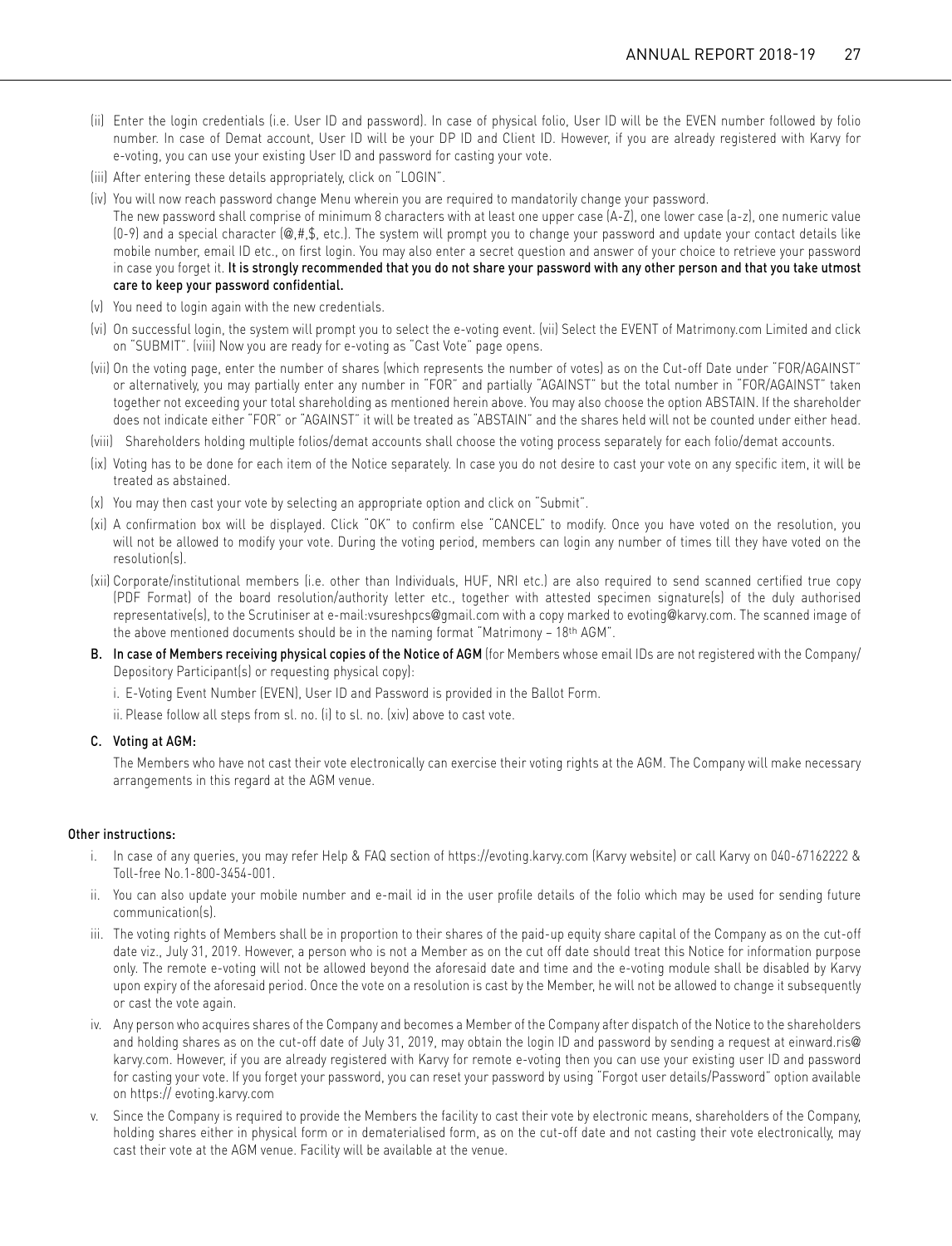(ii) Enter the login credentials (i.e. User ID and password). In case of physical folio, User ID will be the EVEN number followed by folio number. In case of Demat account, User ID will be your DP ID and Client ID. However, if you are already registered with Karvy for e-voting, you can use your existing User ID and password for casting your vote.

(iii) After entering these details appropriately, click on "LOGIN".

(iv) You will now reach password change Menu wherein you are required to mandatorily change your password.
The new password shall comprise of minimum 8 characters with at least one upper case (A-Z), one lower case (a-z), one numeric value (0-9) and a special character (@,#,$, etc.). The system will prompt you to change your password and update your contact details like mobile number, email ID etc., on first login. You may also enter a secret question and answer of your choice to retrieve your password in case you forget it. **It is strongly recommended that you do not share your password with any other person and that you take utmost care to keep your password confidential.**

(v) You need to login again with the new credentials.

(vi) On successful login, the system will prompt you to select the e-voting event. (vii) Select the EVENT of Matrimony.com Limited and click on "SUBMIT". (viii) Now you are ready for e-voting as "Cast Vote" page opens.

(vii) On the voting page, enter the number of shares (which represents the number of votes) as on the Cut-off Date under "FOR/AGAINST" or alternatively, you may partially enter any number in "FOR" and partially "AGAINST" but the total number in "FOR/AGAINST" taken together not exceeding your total shareholding as mentioned herein above. You may also choose the option ABSTAIN. If the shareholder does not indicate either "FOR" or "AGAINST" it will be treated as "ABSTAIN" and the shares held will not be counted under either head.

(viii) Shareholders holding multiple folios/demat accounts shall choose the voting process separately for each folio/demat accounts.

(ix) Voting has to be done for each item of the Notice separately. In case you do not desire to cast your vote on any specific item, it will be treated as abstained.

(x) You may then cast your vote by selecting an appropriate option and click on "Submit".

(xi) A confirmation box will be displayed. Click "OK" to confirm else "CANCEL" to modify. Once you have voted on the resolution, you will not be allowed to modify your vote. During the voting period, members can login any number of times till they have voted on the resolution(s).

(xii) Corporate/institutional members (i.e. other than Individuals, HUF, NRI etc.) are also required to send scanned certified true copy (PDF Format) of the board resolution/authority letter etc., together with attested specimen signature(s) of the duly authorised representative(s), to the Scrutiniser at e-mail:vsureshpcs@gmail.com with a copy marked to evoting@karvy.com. The scanned image of the above mentioned documents should be in the naming format "Matrimony – 18th AGM".

**B. In case of Members receiving physical copies of the Notice of AGM** (for Members whose email IDs are not registered with the Company/ Depository Participant(s) or requesting physical copy):

i. E-Voting Event Number (EVEN), User ID and Password is provided in the Ballot Form.

ii. Please follow all steps from sl. no. (i) to sl. no. (xiv) above to cast vote.

**C. Voting at AGM:**

The Members who have not cast their vote electronically can exercise their voting rights at the AGM. The Company will make necessary arrangements in this regard at the AGM venue.

**Other instructions:**

i. In case of any queries, you may refer Help & FAQ section of https://evoting.karvy.com (Karvy website) or call Karvy on 040-67162222 & Toll-free No.1-800-3454-001.

ii. You can also update your mobile number and e-mail id in the user profile details of the folio which may be used for sending future communication(s).

iii. The voting rights of Members shall be in proportion to their shares of the paid-up equity share capital of the Company as on the cut-off date viz., July 31, 2019. However, a person who is not a Member as on the cut off date should treat this Notice for information purpose only. The remote e-voting will not be allowed beyond the aforesaid date and time and the e-voting module shall be disabled by Karvy upon expiry of the aforesaid period. Once the vote on a resolution is cast by the Member, he will not be allowed to change it subsequently or cast the vote again.

iv. Any person who acquires shares of the Company and becomes a Member of the Company after dispatch of the Notice to the shareholders and holding shares as on the cut-off date of July 31, 2019, may obtain the login ID and password by sending a request at einward.ris@karvy.com. However, if you are already registered with Karvy for remote e-voting then you can use your existing user ID and password for casting your vote. If you forget your password, you can reset your password by using "Forgot user details/Password" option available on https:// evoting.karvy.com

v. Since the Company is required to provide the Members the facility to cast their vote by electronic means, shareholders of the Company, holding shares either in physical form or in dematerialised form, as on the cut-off date and not casting their vote electronically, may cast their vote at the AGM venue. Facility will be available at the venue.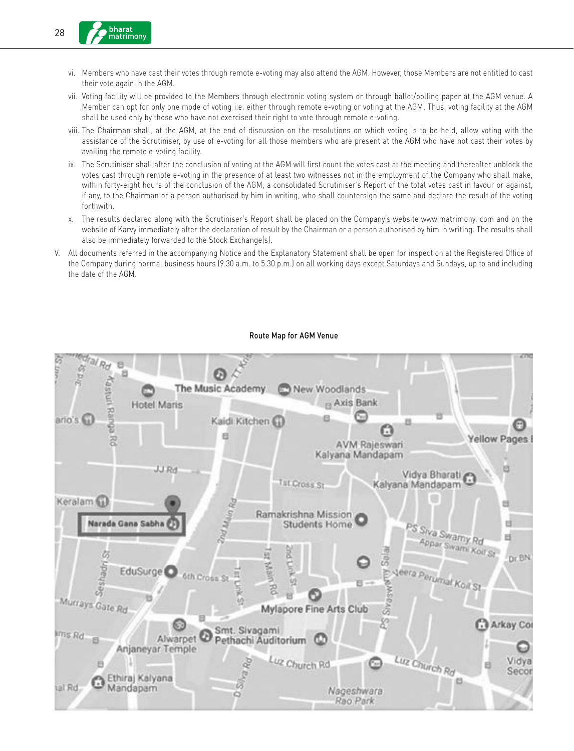vi. Members who have cast their votes through remote e-voting may also attend the AGM. However, those Members are not entitled to cast their vote again in the AGM.

vii. Voting facility will be provided to the Members through electronic voting system or through ballot/polling paper at the AGM venue. A Member can opt for only one mode of voting i.e. either through remote e-voting or voting at the AGM. Thus, voting facility at the AGM shall be used only by those who have not exercised their right to vote through remote e-voting.

viii. The Chairman shall, at the AGM, at the end of discussion on the resolutions on which voting is to be held, allow voting with the assistance of the Scrutiniser, by use of e-voting for all those members who are present at the AGM who have not cast their votes by availing the remote e-voting facility.

ix. The Scrutiniser shall after the conclusion of voting at the AGM will first count the votes cast at the meeting and thereafter unblock the votes cast through remote e-voting in the presence of at least two witnesses not in the employment of the Company who shall make, within forty-eight hours of the conclusion of the AGM, a consolidated Scrutiniser's Report of the total votes cast in favour or against, if any, to the Chairman or a person authorised by him in writing, who shall countersign the same and declare the result of the voting forthwith.

x. The results declared along with the Scrutiniser's Report shall be placed on the Company's website www.matrimony. com and on the website of Karvy immediately after the declaration of result by the Chairman or a person authorised by him in writing. The results shall also be immediately forwarded to the Stock Exchange(s).

V. All documents referred in the accompanying Notice and the Explanatory Statement shall be open for inspection at the Registered Office of the Company during normal business hours (9.30 a.m. to 5.30 p.m.) on all working days except Saturdays and Sundays, up to and including the date of the AGM.

Route Map for AGM Venue

Narada Gana Sabha